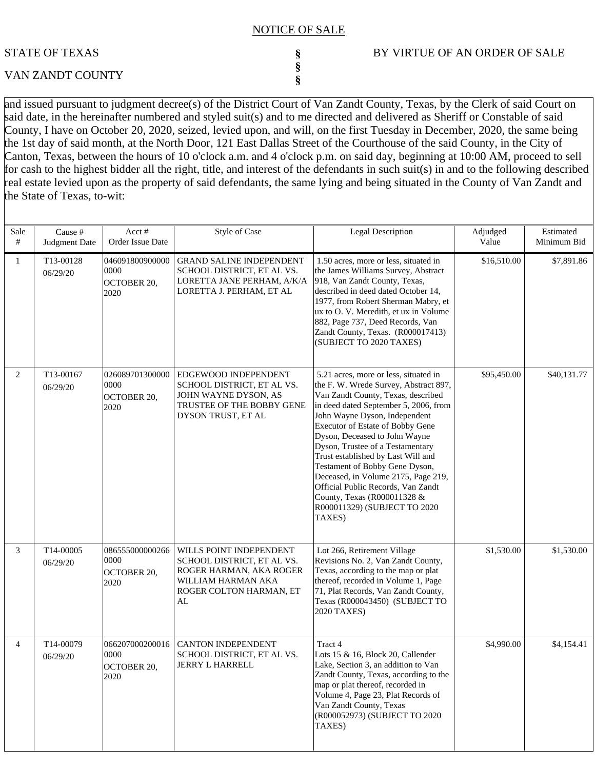# NOTICE OF SALE

STATE OF TEXAS § BY VIRTUE OF AN ORDER OF SALE
§
VAN ZANDT COUNTY §

and issued pursuant to judgment decree(s) of the District Court of Van Zandt County, Texas, by the Clerk of said Court on said date, in the hereinafter numbered and styled suit(s) and to me directed and delivered as Sheriff or Constable of said County, I have on October 20, 2020, seized, levied upon, and will, on the first Tuesday in December, 2020, the same being the 1st day of said month, at the North Door, 121 East Dallas Street of the Courthouse of the said County, in the City of Canton, Texas, between the hours of 10 o'clock a.m. and 4 o'clock p.m. on said day, beginning at 10:00 AM, proceed to sell for cash to the highest bidder all the right, title, and interest of the defendants in such suit(s) in and to the following described real estate levied upon as the property of said defendants, the same lying and being situated in the County of Van Zandt and the State of Texas, to-wit:

| Sale # | Cause # Judgment Date | Acct # Order Issue Date | Style of Case | Legal Description | Adjudged Value | Estimated Minimum Bid |
|---|---|---|---|---|---|---|
| 1 | T13-00128 06/29/20 | 0460918009000000000 OCTOBER 20, 2020 | GRAND SALINE INDEPENDENT SCHOOL DISTRICT, ET AL VS. LORETTA JANE PERHAM, A/K/A LORETTA J. PERHAM, ET AL | 1.50 acres, more or less, situated in the James Williams Survey, Abstract 918, Van Zandt County, Texas, described in deed dated October 14, 1977, from Robert Sherman Mabry, et ux to O. V. Meredith, et ux in Volume 882, Page 737, Deed Records, Van Zandt County, Texas. (R000017413) (SUBJECT TO 2020 TAXES) | $16,510.00 | $7,891.86 |
| 2 | T13-00167 06/29/20 | 0260897013000000000 OCTOBER 20, 2020 | EDGEWOOD INDEPENDENT SCHOOL DISTRICT, ET AL VS. JOHN WAYNE DYSON, AS TRUSTEE OF THE BOBBY GENE DYSON TRUST, ET AL | 5.21 acres, more or less, situated in the F. W. Wrede Survey, Abstract 897, Van Zandt County, Texas, described in deed dated September 5, 2006, from John Wayne Dyson, Independent Executor of Estate of Bobby Gene Dyson, Deceased to John Wayne Dyson, Trustee of a Testamentary Trust established by Last Will and Testament of Bobby Gene Dyson, Deceased, in Volume 2175, Page 219, Official Public Records, Van Zandt County, Texas (R000011328 & R000011329) (SUBJECT TO 2020 TAXES) | $95,450.00 | $40,131.77 |
| 3 | T14-00005 06/29/20 | 0865550000002660000 OCTOBER 20, 2020 | WILLS POINT INDEPENDENT SCHOOL DISTRICT, ET AL VS. ROGER HARMAN, AKA ROGER WILLIAM HARMAN AKA ROGER COLTON HARMAN, ET AL | Lot 266, Retirement Village Revisions No. 2, Van Zandt County, Texas, according to the map or plat thereof, recorded in Volume 1, Page 71, Plat Records, Van Zandt County, Texas (R000043450) (SUBJECT TO 2020 TAXES) | $1,530.00 | $1,530.00 |
| 4 | T14-00079 06/29/20 | 0662070002000160000 OCTOBER 20, 2020 | CANTON INDEPENDENT SCHOOL DISTRICT, ET AL VS. JERRY L HARRELL | Tract 4 Lots 15 & 16, Block 20, Callender Lake, Section 3, an addition to Van Zandt County, Texas, according to the map or plat thereof, recorded in Volume 4, Page 23, Plat Records of Van Zandt County, Texas (R000052973) (SUBJECT TO 2020 TAXES) | $4,990.00 | $4,154.41 |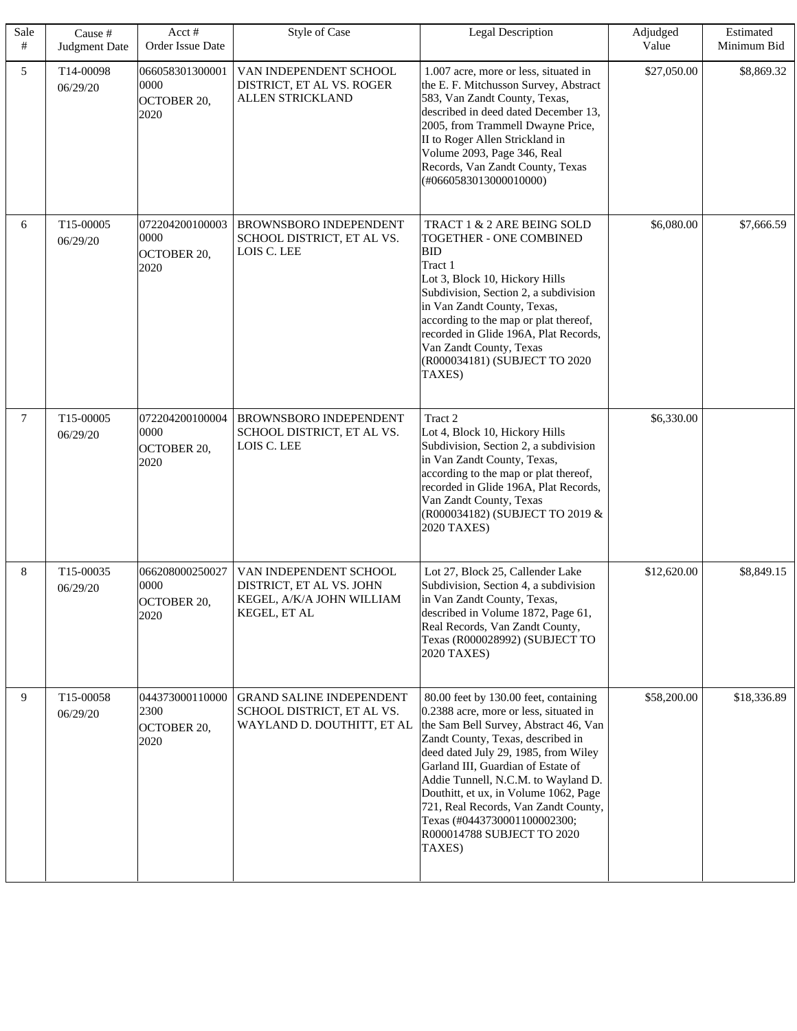| Sale # | Cause # Judgment Date | Acct # Order Issue Date | Style of Case | Legal Description | Adjudged Value | Estimated Minimum Bid |
|---|---|---|---|---|---|---|
| 5 | T14-00098 06/29/20 | 0660583013000010000 OCTOBER 20, 2020 | VAN INDEPENDENT SCHOOL DISTRICT, ET AL VS. ROGER ALLEN STRICKLAND | 1.007 acre, more or less, situated in the E. F. Mitchusson Survey, Abstract 583, Van Zandt County, Texas, described in deed dated December 13, 2005, from Trammell Dwayne Price, II to Roger Allen Strickland in Volume 2093, Page 346, Real Records, Van Zandt County, Texas (#0660583013000010000) | $27,050.00 | $8,869.32 |
| 6 | T15-00005 06/29/20 | 0722042001000030000 OCTOBER 20, 2020 | BROWNSBORO INDEPENDENT SCHOOL DISTRICT, ET AL VS. LOIS C. LEE | TRACT 1 & 2 ARE BEING SOLD TOGETHER - ONE COMBINED BID<br>Tract 1<br>Lot 3, Block 10, Hickory Hills Subdivision, Section 2, a subdivision in Van Zandt County, Texas, according to the map or plat thereof, recorded in Glide 196A, Plat Records, Van Zandt County, Texas (R000034181) (SUBJECT TO 2020 TAXES) | $6,080.00 | $7,666.59 |
| 7 | T15-00005 06/29/20 | 0722042001000040000 OCTOBER 20, 2020 | BROWNSBORO INDEPENDENT SCHOOL DISTRICT, ET AL VS. LOIS C. LEE | Tract 2<br>Lot 4, Block 10, Hickory Hills Subdivision, Section 2, a subdivision in Van Zandt County, Texas, according to the map or plat thereof, recorded in Glide 196A, Plat Records, Van Zandt County, Texas (R000034182) (SUBJECT TO 2019 & 2020 TAXES) | $6,330.00 | |
| 8 | T15-00035 06/29/20 | 0662080002500270000 OCTOBER 20, 2020 | VAN INDEPENDENT SCHOOL DISTRICT, ET AL VS. JOHN KEGEL, A/K/A JOHN WILLIAM KEGEL, ET AL | Lot 27, Block 25, Callender Lake Subdivision, Section 4, a subdivision in Van Zandt County, Texas, described in Volume 1872, Page 61, Real Records, Van Zandt County, Texas (R000028992) (SUBJECT TO 2020 TAXES) | $12,620.00 | $8,849.15 |
| 9 | T15-00058 06/29/20 | 0443730001100002300 OCTOBER 20, 2020 | GRAND SALINE INDEPENDENT SCHOOL DISTRICT, ET AL VS. WAYLAND D. DOUTHITT, ET AL | 80.00 feet by 130.00 feet, containing 0.2388 acre, more or less, situated in the Sam Bell Survey, Abstract 46, Van Zandt County, Texas, described in deed dated July 29, 1985, from Wiley Garland III, Guardian of Estate of Addie Tunnell, N.C.M. to Wayland D. Douthitt, et ux, in Volume 1062, Page 721, Real Records, Van Zandt County, Texas (#0443730001100002300; R000014788 SUBJECT TO 2020 TAXES) | $58,200.00 | $18,336.89 |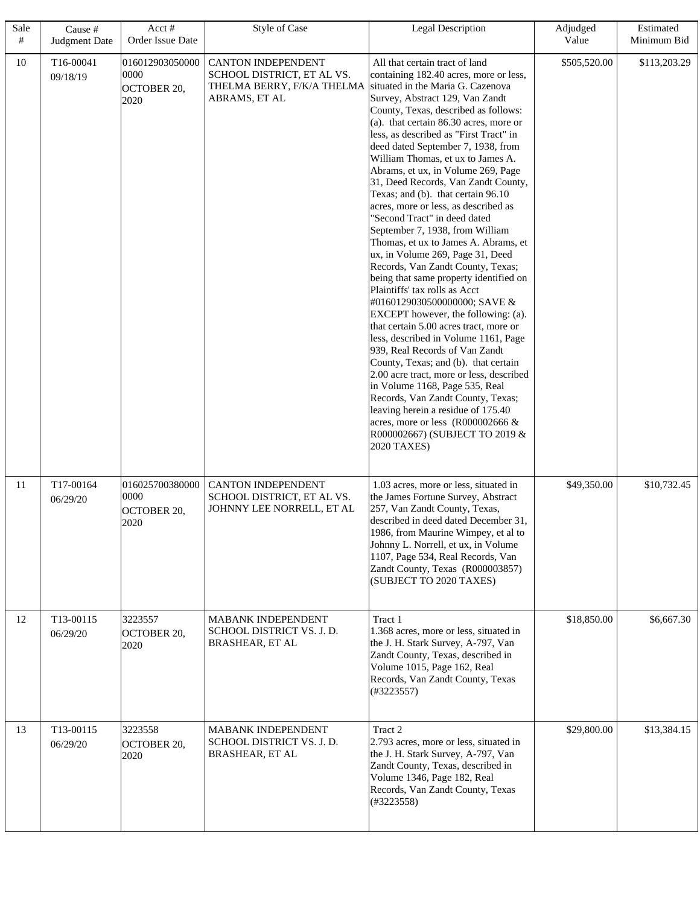| Sale # | Cause # Judgment Date | Acct # Order Issue Date | Style of Case | Legal Description | Adjudged Value | Estimated Minimum Bid |
|---|---|---|---|---|---|---|
| 10 | T16-00041 09/18/19 | 0160129030500000000 OCTOBER 20, 2020 | CANTON INDEPENDENT SCHOOL DISTRICT, ET AL VS. THELMA BERRY, F/K/A THELMA ABRAMS, ET AL | All that certain tract of land containing 182.40 acres, more or less, situated in the Maria G. Cazenova Survey, Abstract 129, Van Zandt County, Texas, described as follows: (a). that certain 86.30 acres, more or less, as described as "First Tract" in deed dated September 7, 1938, from William Thomas, et ux to James A. Abrams, et ux, in Volume 269, Page 31, Deed Records, Van Zandt County, Texas; and (b). that certain 96.10 acres, more or less, as described as "Second Tract" in deed dated September 7, 1938, from William Thomas, et ux to James A. Abrams, et ux, in Volume 269, Page 31, Deed Records, Van Zandt County, Texas; being that same property identified on Plaintiffs' tax rolls as Acct #0160129030500000000; SAVE & EXCEPT however, the following: (a). that certain 5.00 acres tract, more or less, described in Volume 1161, Page 939, Real Records of Van Zandt County, Texas; and (b). that certain 2.00 acre tract, more or less, described in Volume 1168, Page 535, Real Records, Van Zandt County, Texas; leaving herein a residue of 175.40 acres, more or less (R000002666 & R000002667) (SUBJECT TO 2019 & 2020 TAXES) | $505,520.00 | $113,203.29 |
| 11 | T17-00164 06/29/20 | 0160257003800000000 OCTOBER 20, 2020 | CANTON INDEPENDENT SCHOOL DISTRICT, ET AL VS. JOHNNY LEE NORRELL, ET AL | 1.03 acres, more or less, situated in the James Fortune Survey, Abstract 257, Van Zandt County, Texas, described in deed dated December 31, 1986, from Maurine Wimpey, et al to Johnny L. Norrell, et ux, in Volume 1107, Page 534, Real Records, Van Zandt County, Texas (R000003857) (SUBJECT TO 2020 TAXES) | $49,350.00 | $10,732.45 |
| 12 | T13-00115 06/29/20 | 3223557 OCTOBER 20, 2020 | MABANK INDEPENDENT SCHOOL DISTRICT VS. J. D. BRASHEAR, ET AL | Tract 1 1.368 acres, more or less, situated in the J. H. Stark Survey, A-797, Van Zandt County, Texas, described in Volume 1015, Page 162, Real Records, Van Zandt County, Texas (#3223557) | $18,850.00 | $6,667.30 |
| 13 | T13-00115 06/29/20 | 3223558 OCTOBER 20, 2020 | MABANK INDEPENDENT SCHOOL DISTRICT VS. J. D. BRASHEAR, ET AL | Tract 2 2.793 acres, more or less, situated in the J. H. Stark Survey, A-797, Van Zandt County, Texas, described in Volume 1346, Page 182, Real Records, Van Zandt County, Texas (#3223558) | $29,800.00 | $13,384.15 |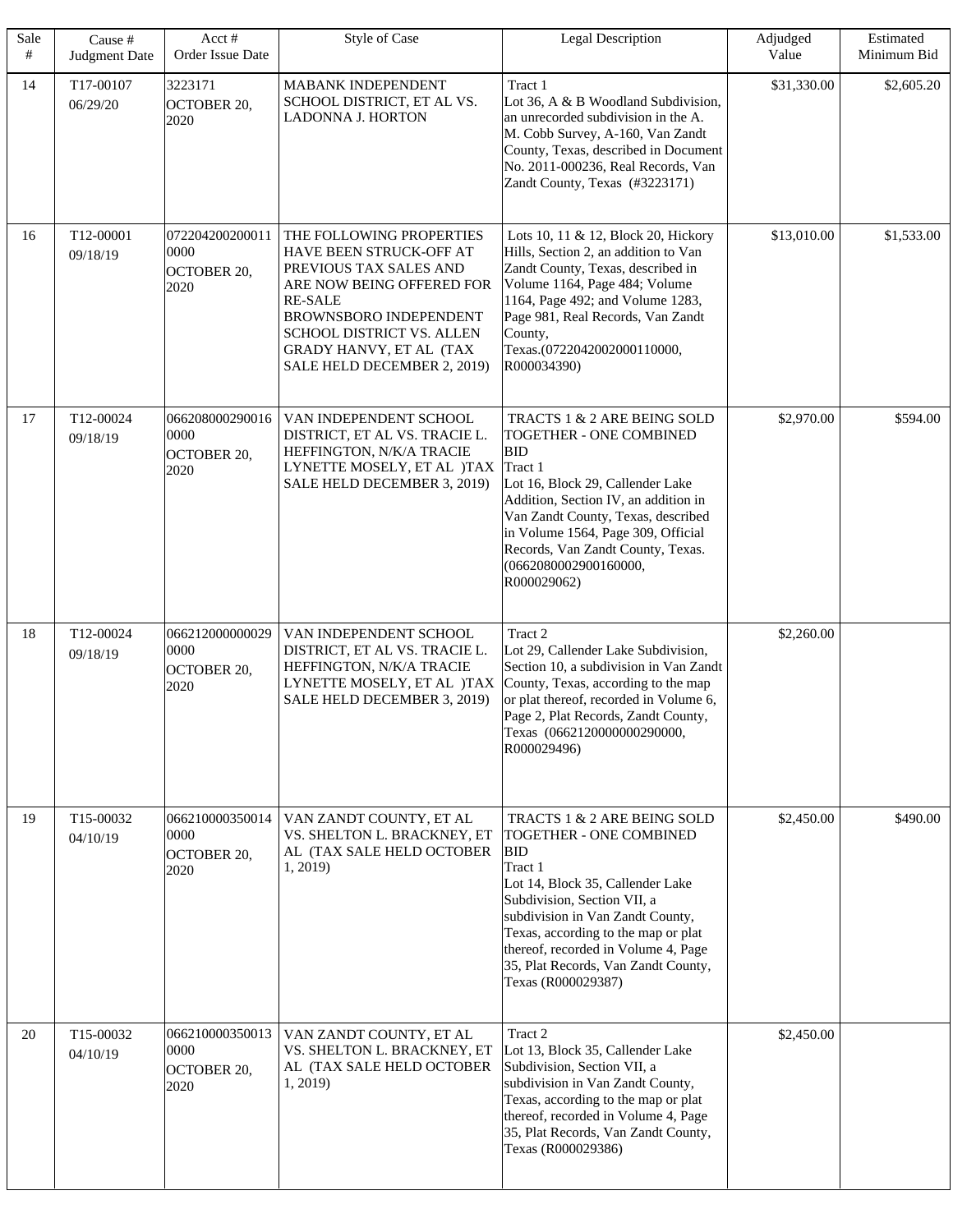| Sale # | Cause # Judgment Date | Acct # Order Issue Date | Style of Case | Legal Description | Adjudged Value | Estimated Minimum Bid |
|---|---|---|---|---|---|---|
| 14 | T17-00107 06/29/20 | 3223171 OCTOBER 20, 2020 | MABANK INDEPENDENT SCHOOL DISTRICT, ET AL VS. LADONNA J. HORTON | Tract 1 Lot 36, A & B Woodland Subdivision, an unrecorded subdivision in the A. M. Cobb Survey, A-160, Van Zandt County, Texas, described in Document No. 2011-000236, Real Records, Van Zandt County, Texas (#3223171) | $31,330.00 | $2,605.20 |
| 16 | T12-00001 09/18/19 | 0722042002000110000 OCTOBER 20, 2020 | THE FOLLOWING PROPERTIES HAVE BEEN STRUCK-OFF AT PREVIOUS TAX SALES AND ARE NOW BEING OFFERED FOR RE-SALE BROWNSBORO INDEPENDENT SCHOOL DISTRICT VS. ALLEN GRADY HANVY, ET AL (TAX SALE HELD DECEMBER 2, 2019) | Lots 10, 11 & 12, Block 20, Hickory Hills, Section 2, an addition to Van Zandt County, Texas, described in Volume 1164, Page 484; Volume 1164, Page 492; and Volume 1283, Page 981, Real Records, Van Zandt County, Texas.(0722042002000110000, R000034390) | $13,010.00 | $1,533.00 |
| 17 | T12-00024 09/18/19 | 0662080002900160000 OCTOBER 20, 2020 | VAN INDEPENDENT SCHOOL DISTRICT, ET AL VS. TRACIE L. HEFFINGTON, N/K/A TRACIE LYNETTE MOSELY, ET AL )TAX SALE HELD DECEMBER 3, 2019) | TRACTS 1 & 2 ARE BEING SOLD TOGETHER - ONE COMBINED BID Tract 1 Lot 16, Block 29, Callender Lake Addition, Section IV, an addition in Van Zandt County, Texas, described in Volume 1564, Page 309, Official Records, Van Zandt County, Texas. (0662080002900160000, R000029062) | $2,970.00 | $594.00 |
| 18 | T12-00024 09/18/19 | 0662120000000290000 OCTOBER 20, 2020 | VAN INDEPENDENT SCHOOL DISTRICT, ET AL VS. TRACIE L. HEFFINGTON, N/K/A TRACIE LYNETTE MOSELY, ET AL )TAX SALE HELD DECEMBER 3, 2019) | Tract 2 Lot 29, Callender Lake Subdivision, Section 10, a subdivision in Van Zandt County, Texas, according to the map or plat thereof, recorded in Volume 6, Page 2, Plat Records, Zandt County, Texas (0662120000000290000, R000029496) | $2,260.00 | |
| 19 | T15-00032 04/10/19 | 0662100003500140000 OCTOBER 20, 2020 | VAN ZANDT COUNTY, ET AL VS. SHELTON L. BRACKNEY, ET AL (TAX SALE HELD OCTOBER 1, 2019) | TRACTS 1 & 2 ARE BEING SOLD TOGETHER - ONE COMBINED BID Tract 1 Lot 14, Block 35, Callender Lake Subdivision, Section VII, a subdivision in Van Zandt County, Texas, according to the map or plat thereof, recorded in Volume 4, Page 35, Plat Records, Van Zandt County, Texas (R000029387) | $2,450.00 | $490.00 |
| 20 | T15-00032 04/10/19 | 0662100003500130000 OCTOBER 20, 2020 | VAN ZANDT COUNTY, ET AL VS. SHELTON L. BRACKNEY, ET AL (TAX SALE HELD OCTOBER 1, 2019) | Tract 2 Lot 13, Block 35, Callender Lake Subdivision, Section VII, a subdivision in Van Zandt County, Texas, according to the map or plat thereof, recorded in Volume 4, Page 35, Plat Records, Van Zandt County, Texas (R000029386) | $2,450.00 | |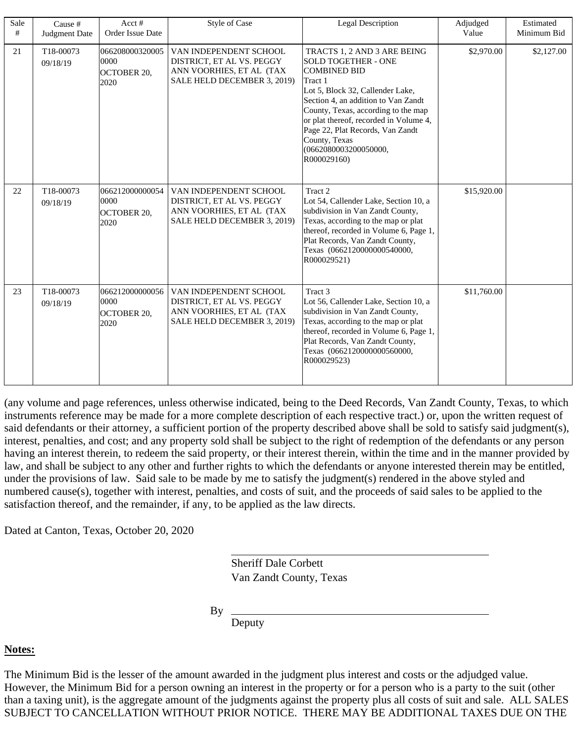| Sale # | Cause # Judgment Date | Acct # Order Issue Date | Style of Case | Legal Description | Adjudged Value | Estimated Minimum Bid |
|---|---|---|---|---|---|---|
| 21 | T18-00073 09/18/19 | 0662080003200050000 OCTOBER 20, 2020 | VAN INDEPENDENT SCHOOL DISTRICT, ET AL VS. PEGGY ANN VOORHIES, ET AL (TAX SALE HELD DECEMBER 3, 2019) | TRACTS 1, 2 AND 3 ARE BEING SOLD TOGETHER - ONE COMBINED BID Tract 1 Lot 5, Block 32, Callender Lake, Section 4, an addition to Van Zandt County, Texas, according to the map or plat thereof, recorded in Volume 4, Page 22, Plat Records, Van Zandt County, Texas (0662080003200050000, R000029160) | $2,970.00 | $2,127.00 |
| 22 | T18-00073 09/18/19 | 0662120000000540000 OCTOBER 20, 2020 | VAN INDEPENDENT SCHOOL DISTRICT, ET AL VS. PEGGY ANN VOORHIES, ET AL (TAX SALE HELD DECEMBER 3, 2019) | Tract 2 Lot 54, Callender Lake, Section 10, a subdivision in Van Zandt County, Texas, according to the map or plat thereof, recorded in Volume 6, Page 1, Plat Records, Van Zandt County, Texas (0662120000000540000, R000029521) | $15,920.00 | |
| 23 | T18-00073 09/18/19 | 0662120000000560000 OCTOBER 20, 2020 | VAN INDEPENDENT SCHOOL DISTRICT, ET AL VS. PEGGY ANN VOORHIES, ET AL (TAX SALE HELD DECEMBER 3, 2019) | Tract 3 Lot 56, Callender Lake, Section 10, a subdivision in Van Zandt County, Texas, according to the map or plat thereof, recorded in Volume 6, Page 1, Plat Records, Van Zandt County, Texas (0662120000000560000, R000029523) | $11,760.00 | |

(any volume and page references, unless otherwise indicated, being to the Deed Records, Van Zandt County, Texas, to which instruments reference may be made for a more complete description of each respective tract.) or, upon the written request of said defendants or their attorney, a sufficient portion of the property described above shall be sold to satisfy said judgment(s), interest, penalties, and cost; and any property sold shall be subject to the right of redemption of the defendants or any person having an interest therein, to redeem the said property, or their interest therein, within the time and in the manner provided by law, and shall be subject to any other and further rights to which the defendants or anyone interested therein may be entitled, under the provisions of law. Said sale to be made by me to satisfy the judgment(s) rendered in the above styled and numbered cause(s), together with interest, penalties, and costs of suit, and the proceeds of said sales to be applied to the satisfaction thereof, and the remainder, if any, to be applied as the law directs.

Dated at Canton, Texas, October 20, 2020

Sheriff Dale Corbett
Van Zandt County, Texas

By ______________________________
Deputy

**Notes:**

The Minimum Bid is the lesser of the amount awarded in the judgment plus interest and costs or the adjudged value. However, the Minimum Bid for a person owning an interest in the property or for a person who is a party to the suit (other than a taxing unit), is the aggregate amount of the judgments against the property plus all costs of suit and sale. ALL SALES SUBJECT TO CANCELLATION WITHOUT PRIOR NOTICE. THERE MAY BE ADDITIONAL TAXES DUE ON THE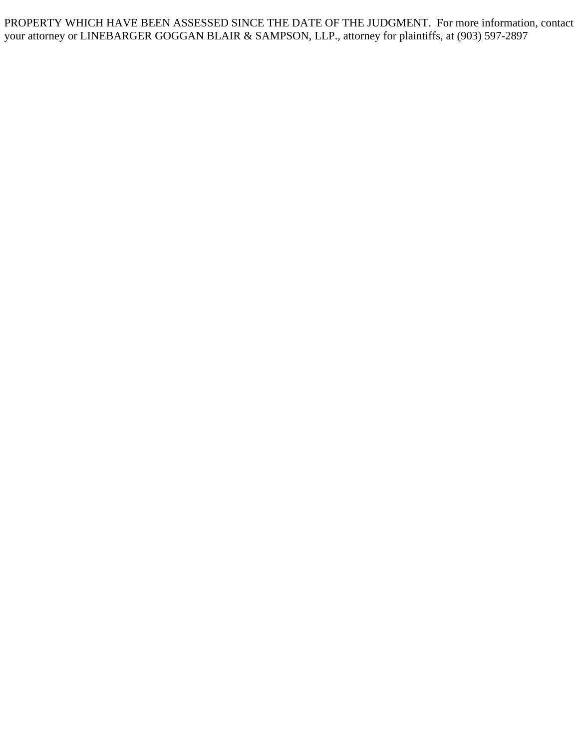PROPERTY WHICH HAVE BEEN ASSESSED SINCE THE DATE OF THE JUDGMENT. For more information, contact your attorney or LINEBARGER GOGGAN BLAIR & SAMPSON, LLP., attorney for plaintiffs, at (903) 597-2897